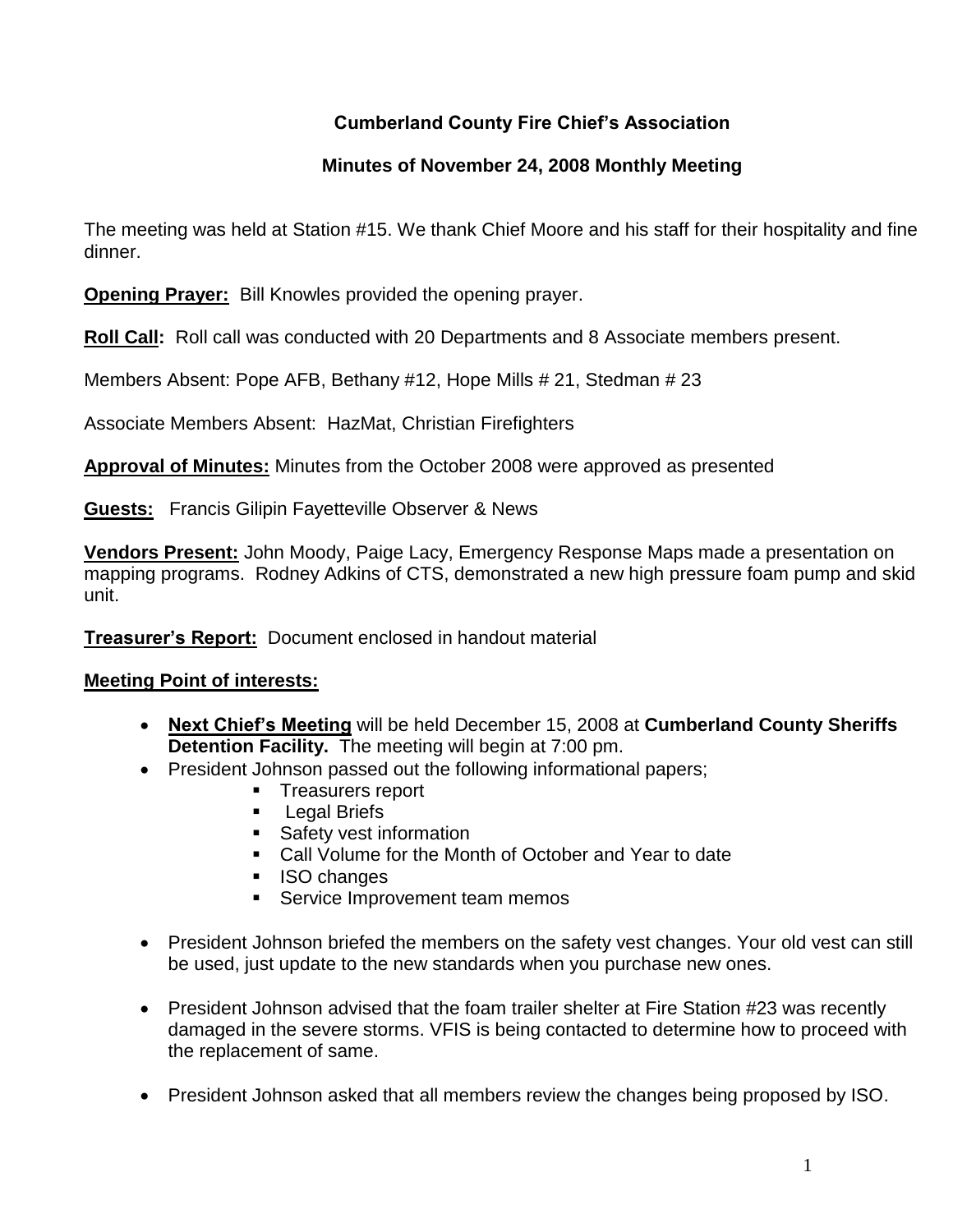# Cumberland County Fire Chief's Association

## Minutes of November 24, 2008 Monthly Meeting

The meeting was held at Station #15. We thank Chief Moore and his staff for their hospitality and fine dinner.

**Opening Prayer:** Bill Knowles provided the opening prayer.

**Roll Call:** Roll call was conducted with 20 Departments and 8 Associate members present.

Members Absent: Pope AFB, Bethany #12, Hope Mills # 21, Stedman # 23

Associate Members Absent: HazMat, Christian Firefighters

**Approval of Minutes:** Minutes from the October 2008 were approved as presented

**Guests:** Francis Gilipin Fayetteville Observer & News

**Vendors Present:** John Moody, Paige Lacy, Emergency Response Maps made a presentation on mapping programs. Rodney Adkins of CTS, demonstrated a new high pressure foam pump and skid unit.

**Treasurer's Report:** Document enclosed in handout material

**Meeting Point of interests:**

- **Next Chief's Meeting** will be held December 15, 2008 at **Cumberland County Sheriffs Detention Facility.** The meeting will begin at 7:00 pm.
- President Johnson passed out the following informational papers;
  - Treasurers report
  - Legal Briefs
  - Safety vest information
  - Call Volume for the Month of October and Year to date
  - ISO changes
  - Service Improvement team memos
- President Johnson briefed the members on the safety vest changes. Your old vest can still be used, just update to the new standards when you purchase new ones.
- President Johnson advised that the foam trailer shelter at Fire Station #23 was recently damaged in the severe storms. VFIS is being contacted to determine how to proceed with the replacement of same.
- President Johnson asked that all members review the changes being proposed by ISO.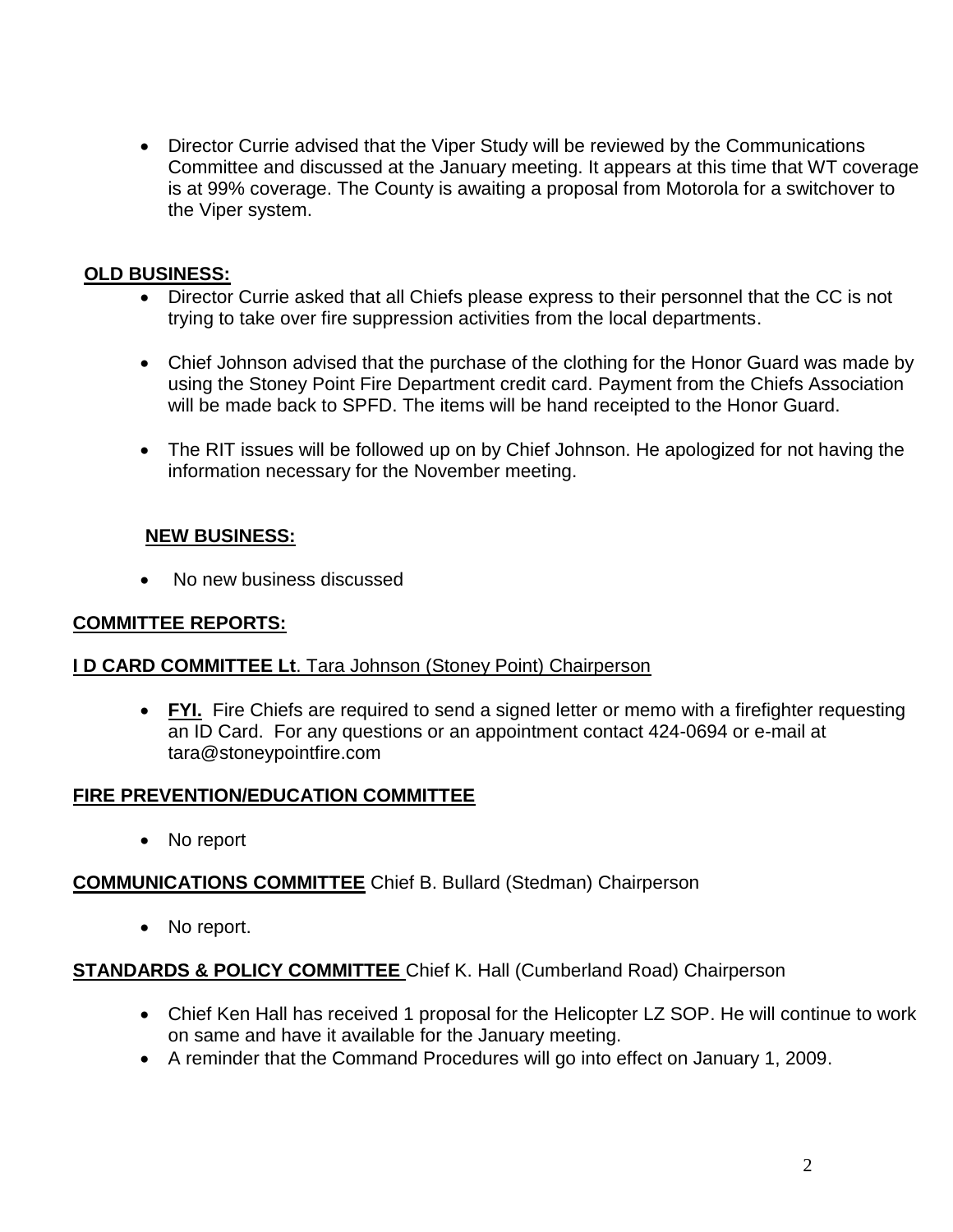- Director Currie advised that the Viper Study will be reviewed by the Communications Committee and discussed at the January meeting. It appears at this time that WT coverage is at 99% coverage. The County is awaiting a proposal from Motorola for a switchover to the Viper system.

## OLD BUSINESS:

- Director Currie asked that all Chiefs please express to their personnel that the CC is not trying to take over fire suppression activities from the local departments.

- Chief Johnson advised that the purchase of the clothing for the Honor Guard was made by using the Stoney Point Fire Department credit card. Payment from the Chiefs Association will be made back to SPFD. The items will be hand receipted to the Honor Guard.

- The RIT issues will be followed up on by Chief Johnson. He apologized for not having the information necessary for the November meeting.

## NEW BUSINESS:

- No new business discussed

## COMMITTEE REPORTS:

**I D CARD COMMITTEE Lt**. Tara Johnson (Stoney Point) Chairperson

- **FYI.** Fire Chiefs are required to send a signed letter or memo with a firefighter requesting an ID Card. For any questions or an appointment contact 424-0694 or e-mail at tara@stoneypointfire.com

**FIRE PREVENTION/EDUCATION COMMITTEE**

- No report

**COMMUNICATIONS COMMITTEE** Chief B. Bullard (Stedman) Chairperson

- No report.

**STANDARDS & POLICY COMMITTEE** Chief K. Hall (Cumberland Road) Chairperson

- Chief Ken Hall has received 1 proposal for the Helicopter LZ SOP. He will continue to work on same and have it available for the January meeting.
- A reminder that the Command Procedures will go into effect on January 1, 2009.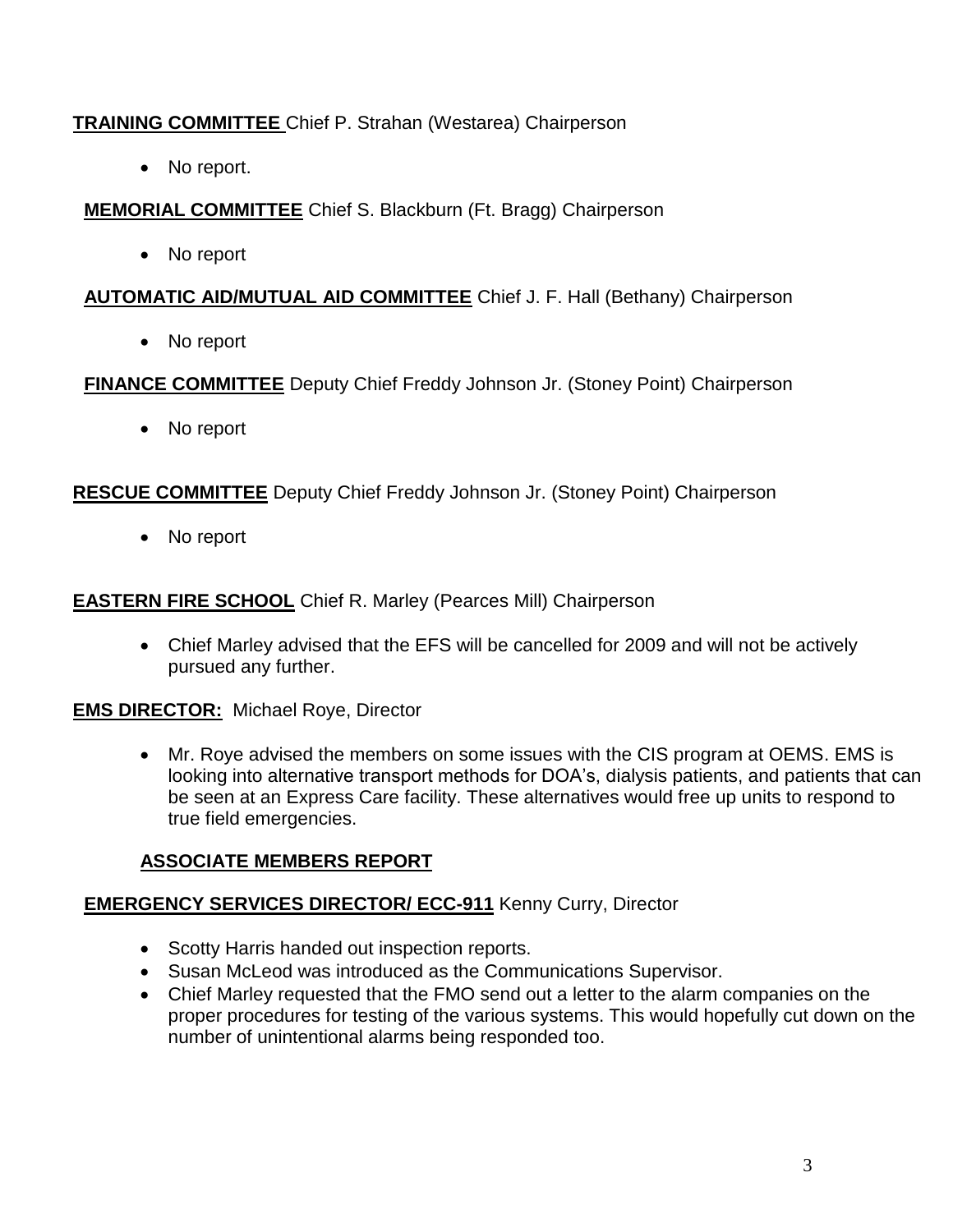**TRAINING COMMITTEE** Chief P. Strahan (Westarea) Chairperson

- No report.

**MEMORIAL COMMITTEE** Chief S. Blackburn (Ft. Bragg) Chairperson

- No report

**AUTOMATIC AID/MUTUAL AID COMMITTEE** Chief J. F. Hall (Bethany) Chairperson

- No report

**FINANCE COMMITTEE** Deputy Chief Freddy Johnson Jr. (Stoney Point) Chairperson

- No report

**RESCUE COMMITTEE** Deputy Chief Freddy Johnson Jr. (Stoney Point) Chairperson

- No report

**EASTERN FIRE SCHOOL** Chief R. Marley (Pearces Mill) Chairperson

- Chief Marley advised that the EFS will be cancelled for 2009 and will not be actively pursued any further.

**EMS DIRECTOR:** Michael Roye, Director

- Mr. Roye advised the members on some issues with the CIS program at OEMS. EMS is looking into alternative transport methods for DOA's, dialysis patients, and patients that can be seen at an Express Care facility. These alternatives would free up units to respond to true field emergencies.

**ASSOCIATE MEMBERS REPORT**

**EMERGENCY SERVICES DIRECTOR/ ECC-911** Kenny Curry, Director

- Scotty Harris handed out inspection reports.
- Susan McLeod was introduced as the Communications Supervisor.
- Chief Marley requested that the FMO send out a letter to the alarm companies on the proper procedures for testing of the various systems. This would hopefully cut down on the number of unintentional alarms being responded too.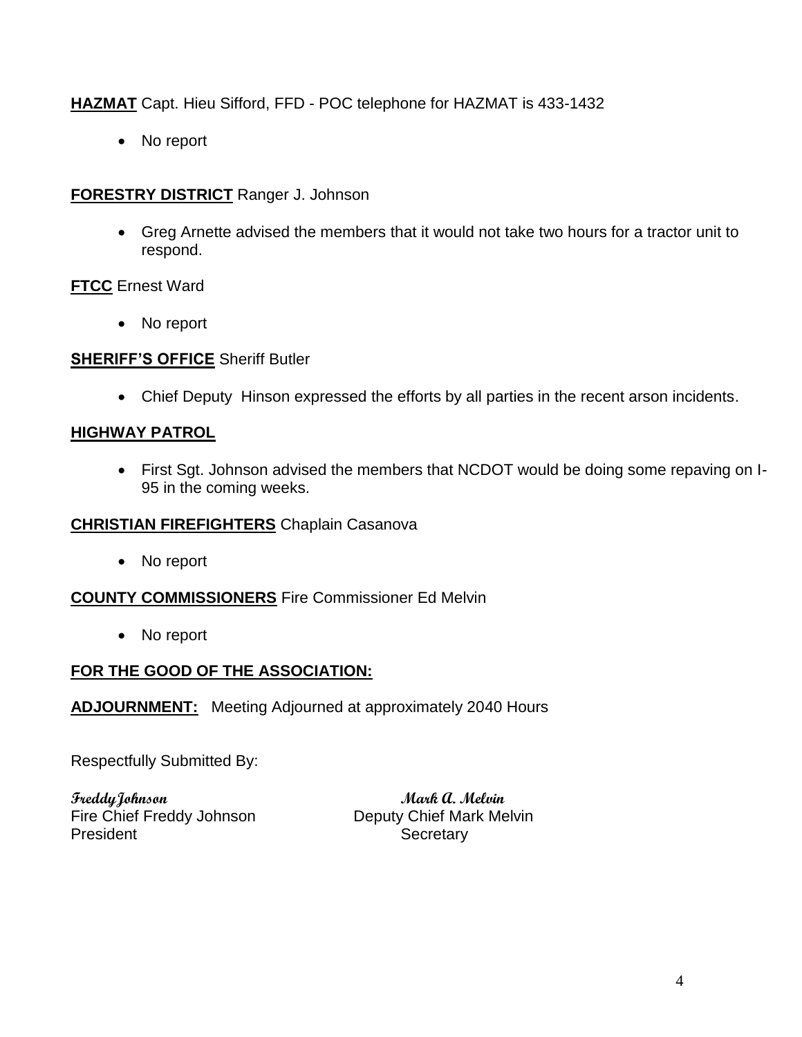**HAZMAT** Capt. Hieu Sifford, FFD - POC telephone for HAZMAT is 433-1432

- No report

**FORESTRY DISTRICT** Ranger J. Johnson

- Greg Arnette advised the members that it would not take two hours for a tractor unit to respond.

**FTCC** Ernest Ward

- No report

**SHERIFF'S OFFICE** Sheriff Butler

- Chief Deputy Hinson expressed the efforts by all parties in the recent arson incidents.

**HIGHWAY PATROL**

- First Sgt. Johnson advised the members that NCDOT would be doing some repaving on I-95 in the coming weeks.

**CHRISTIAN FIREFIGHTERS** Chaplain Casanova

- No report

**COUNTY COMMISSIONERS** Fire Commissioner Ed Melvin

- No report

**FOR THE GOOD OF THE ASSOCIATION:**

**ADJOURNMENT:** Meeting Adjourned at approximately 2040 Hours

Respectfully Submitted By:

*Freddy Johnson*
Fire Chief Freddy Johnson
President

*Mark A. Melvin*
Deputy Chief Mark Melvin
Secretary